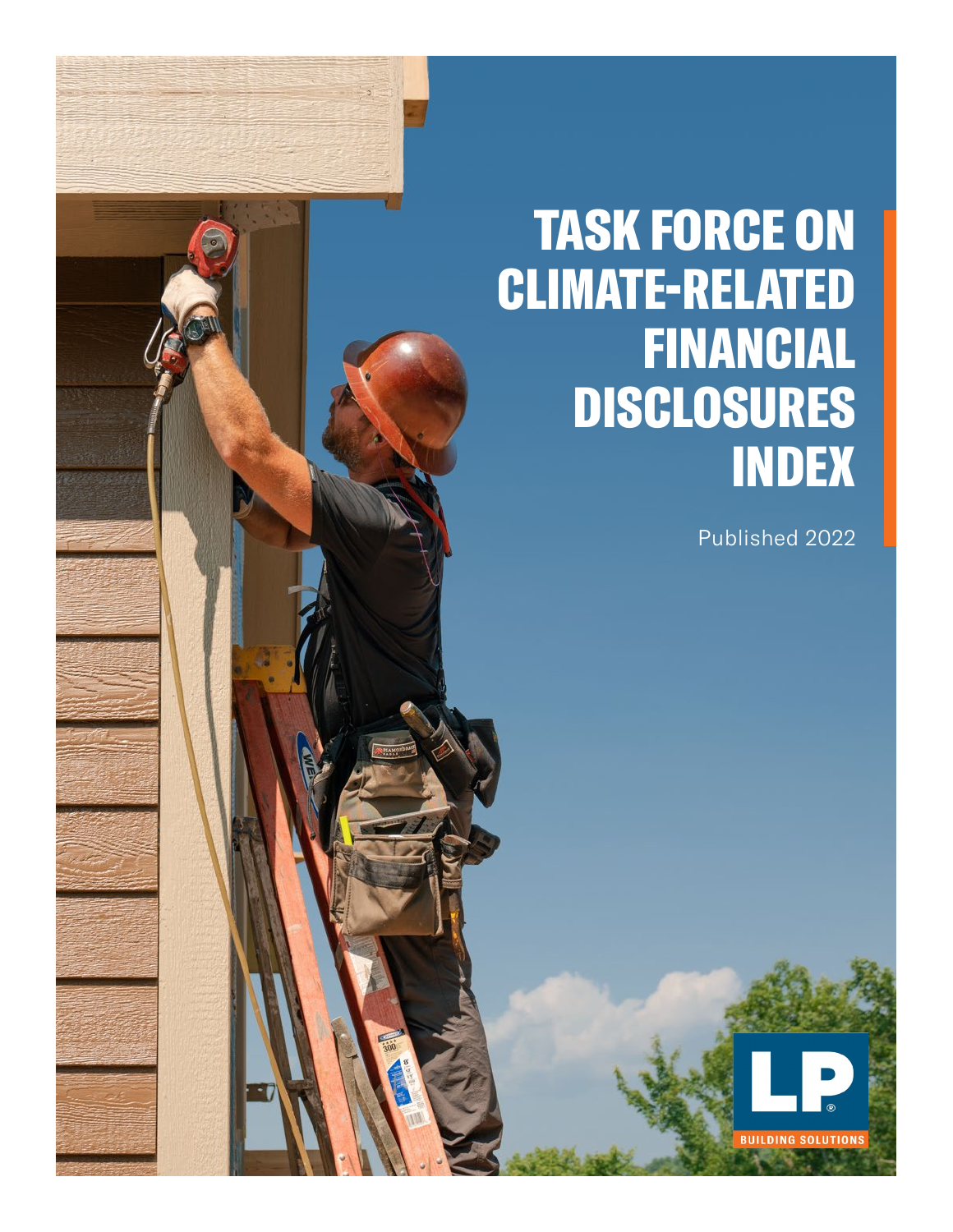# TASK FORCE ON CLIMATE-RELATED FINANCIAL DISCLOSURES INDEX

Published 2022

LP BUILDING SOLUTIONS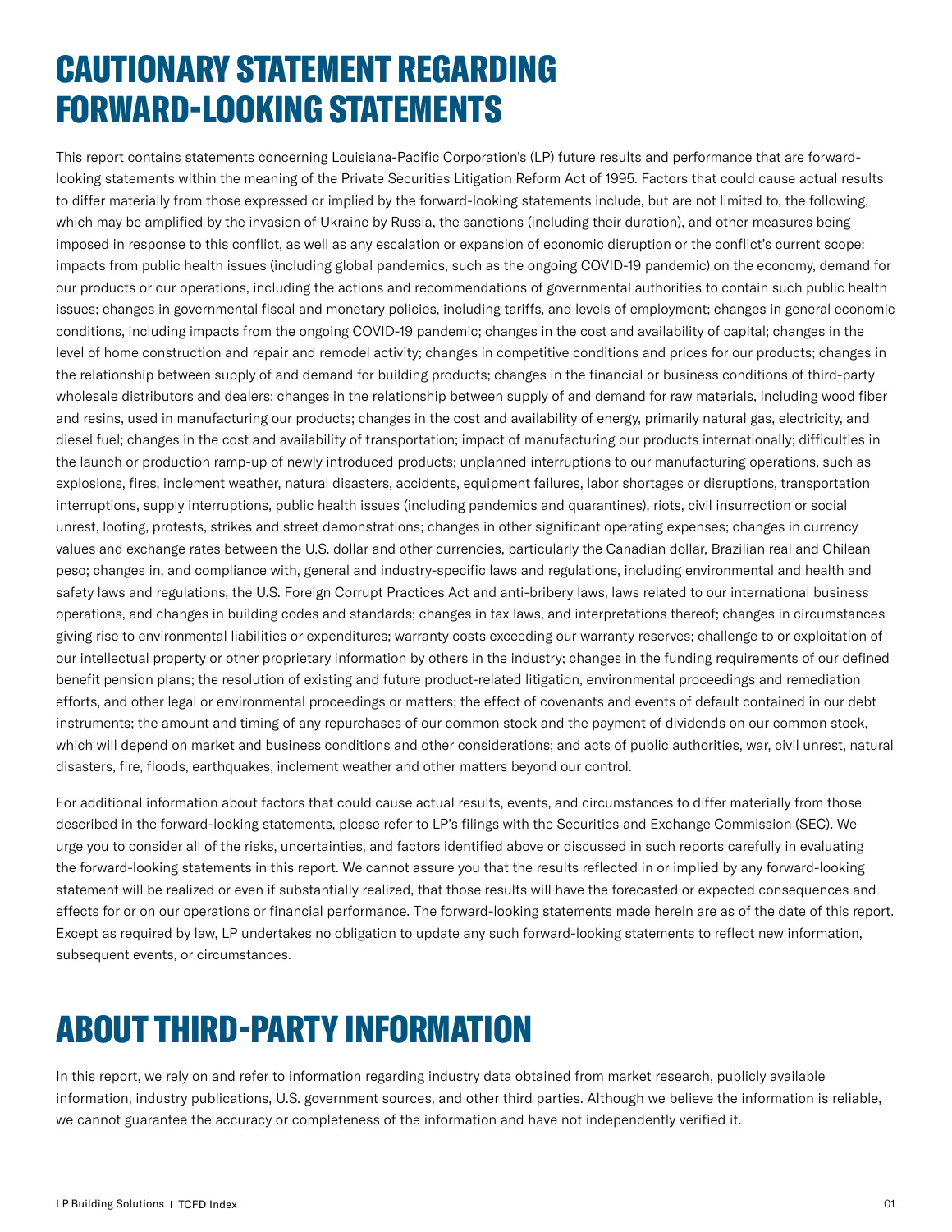# CAUTIONARY STATEMENT REGARDING FORWARD-LOOKING STATEMENTS

This report contains statements concerning Louisiana-Pacific Corporation's (LP) future results and performance that are forward-looking statements within the meaning of the Private Securities Litigation Reform Act of 1995. Factors that could cause actual results to differ materially from those expressed or implied by the forward-looking statements include, but are not limited to, the following, which may be amplified by the invasion of Ukraine by Russia, the sanctions (including their duration), and other measures being imposed in response to this conflict, as well as any escalation or expansion of economic disruption or the conflict's current scope: impacts from public health issues (including global pandemics, such as the ongoing COVID-19 pandemic) on the economy, demand for our products or our operations, including the actions and recommendations of governmental authorities to contain such public health issues; changes in governmental fiscal and monetary policies, including tariffs, and levels of employment; changes in general economic conditions, including impacts from the ongoing COVID-19 pandemic; changes in the cost and availability of capital; changes in the level of home construction and repair and remodel activity; changes in competitive conditions and prices for our products; changes in the relationship between supply of and demand for building products; changes in the financial or business conditions of third-party wholesale distributors and dealers; changes in the relationship between supply of and demand for raw materials, including wood fiber and resins, used in manufacturing our products; changes in the cost and availability of energy, primarily natural gas, electricity, and diesel fuel; changes in the cost and availability of transportation; impact of manufacturing our products internationally; difficulties in the launch or production ramp-up of newly introduced products; unplanned interruptions to our manufacturing operations, such as explosions, fires, inclement weather, natural disasters, accidents, equipment failures, labor shortages or disruptions, transportation interruptions, supply interruptions, public health issues (including pandemics and quarantines), riots, civil insurrection or social unrest, looting, protests, strikes and street demonstrations; changes in other significant operating expenses; changes in currency values and exchange rates between the U.S. dollar and other currencies, particularly the Canadian dollar, Brazilian real and Chilean peso; changes in, and compliance with, general and industry-specific laws and regulations, including environmental and health and safety laws and regulations, the U.S. Foreign Corrupt Practices Act and anti-bribery laws, laws related to our international business operations, and changes in building codes and standards; changes in tax laws, and interpretations thereof; changes in circumstances giving rise to environmental liabilities or expenditures; warranty costs exceeding our warranty reserves; challenge to or exploitation of our intellectual property or other proprietary information by others in the industry; changes in the funding requirements of our defined benefit pension plans; the resolution of existing and future product-related litigation, environmental proceedings and remediation efforts, and other legal or environmental proceedings or matters; the effect of covenants and events of default contained in our debt instruments; the amount and timing of any repurchases of our common stock and the payment of dividends on our common stock, which will depend on market and business conditions and other considerations; and acts of public authorities, war, civil unrest, natural disasters, fire, floods, earthquakes, inclement weather and other matters beyond our control.

For additional information about factors that could cause actual results, events, and circumstances to differ materially from those described in the forward-looking statements, please refer to LP's filings with the Securities and Exchange Commission (SEC). We urge you to consider all of the risks, uncertainties, and factors identified above or discussed in such reports carefully in evaluating the forward-looking statements in this report. We cannot assure you that the results reflected in or implied by any forward-looking statement will be realized or even if substantially realized, that those results will have the forecasted or expected consequences and effects for or on our operations or financial performance. The forward-looking statements made herein are as of the date of this report. Except as required by law, LP undertakes no obligation to update any such forward-looking statements to reflect new information, subsequent events, or circumstances.

# ABOUT THIRD-PARTY INFORMATION

In this report, we rely on and refer to information regarding industry data obtained from market research, publicly available information, industry publications, U.S. government sources, and other third parties. Although we believe the information is reliable, we cannot guarantee the accuracy or completeness of the information and have not independently verified it.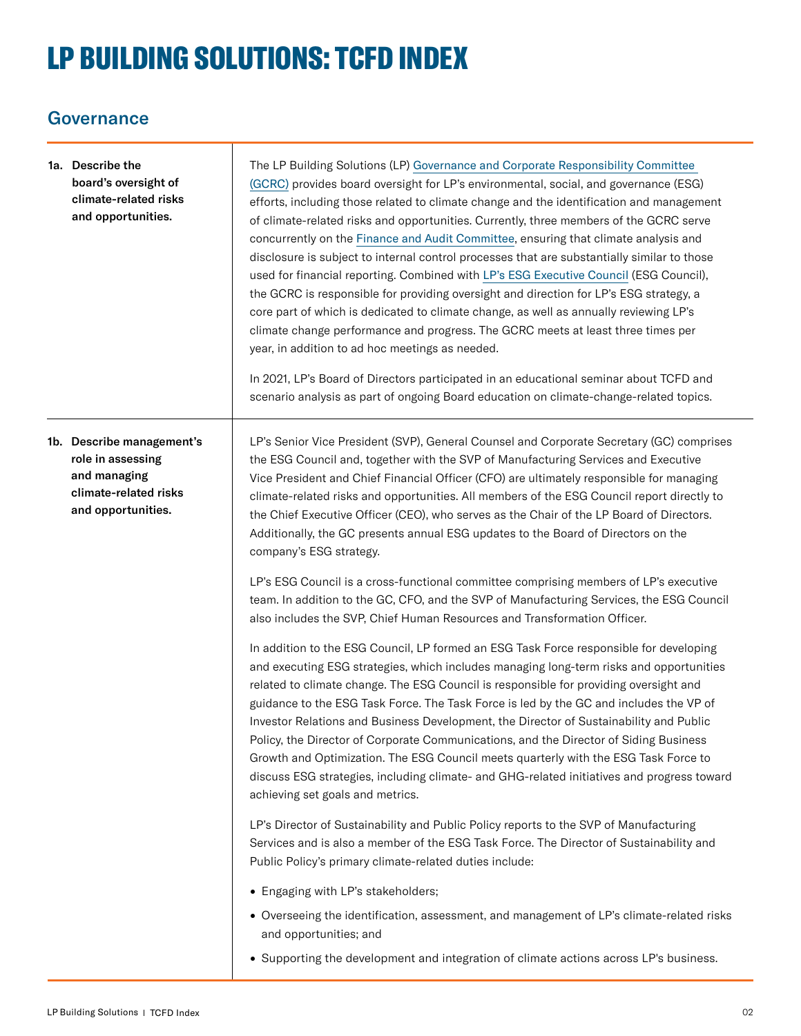# LP BUILDING SOLUTIONS: TCFD INDEX

## Governance

| | |
|---|---|
| **1a. Describe the board's oversight of climate-related risks and opportunities.** | The LP Building Solutions (LP) Governance and Corporate Responsibility Committee (GCRC) provides board oversight for LP's environmental, social, and governance (ESG) efforts, including those related to climate change and the identification and management of climate-related risks and opportunities. Currently, three members of the GCRC serve concurrently on the Finance and Audit Committee, ensuring that climate analysis and disclosure is subject to internal control processes that are substantially similar to those used for financial reporting. Combined with LP's ESG Executive Council (ESG Council), the GCRC is responsible for providing oversight and direction for LP's ESG strategy, a core part of which is dedicated to climate change, as well as annually reviewing LP's climate change performance and progress. The GCRC meets at least three times per year, in addition to ad hoc meetings as needed.<br><br>In 2021, LP's Board of Directors participated in an educational seminar about TCFD and scenario analysis as part of ongoing Board education on climate-change-related topics. |
| **1b. Describe management's role in assessing and managing climate-related risks and opportunities.** | LP's Senior Vice President (SVP), General Counsel and Corporate Secretary (GC) comprises the ESG Council and, together with the SVP of Manufacturing Services and Executive Vice President and Chief Financial Officer (CFO) are ultimately responsible for managing climate-related risks and opportunities. All members of the ESG Council report directly to the Chief Executive Officer (CEO), who serves as the Chair of the LP Board of Directors. Additionally, the GC presents annual ESG updates to the Board of Directors on the company's ESG strategy.<br><br>LP's ESG Council is a cross-functional committee comprising members of LP's executive team. In addition to the GC, CFO, and the SVP of Manufacturing Services, the ESG Council also includes the SVP, Chief Human Resources and Transformation Officer.<br><br>In addition to the ESG Council, LP formed an ESG Task Force responsible for developing and executing ESG strategies, which includes managing long-term risks and opportunities related to climate change. The ESG Council is responsible for providing oversight and guidance to the ESG Task Force. The Task Force is led by the GC and includes the VP of Investor Relations and Business Development, the Director of Sustainability and Public Policy, the Director of Corporate Communications, and the Director of Siding Business Growth and Optimization. The ESG Council meets quarterly with the ESG Task Force to discuss ESG strategies, including climate- and GHG-related initiatives and progress toward achieving set goals and metrics.<br><br>LP's Director of Sustainability and Public Policy reports to the SVP of Manufacturing Services and is also a member of the ESG Task Force. The Director of Sustainability and Public Policy's primary climate-related duties include:<br><br>• Engaging with LP's stakeholders;<br>• Overseeing the identification, assessment, and management of LP's climate-related risks and opportunities; and<br>• Supporting the development and integration of climate actions across LP's business. |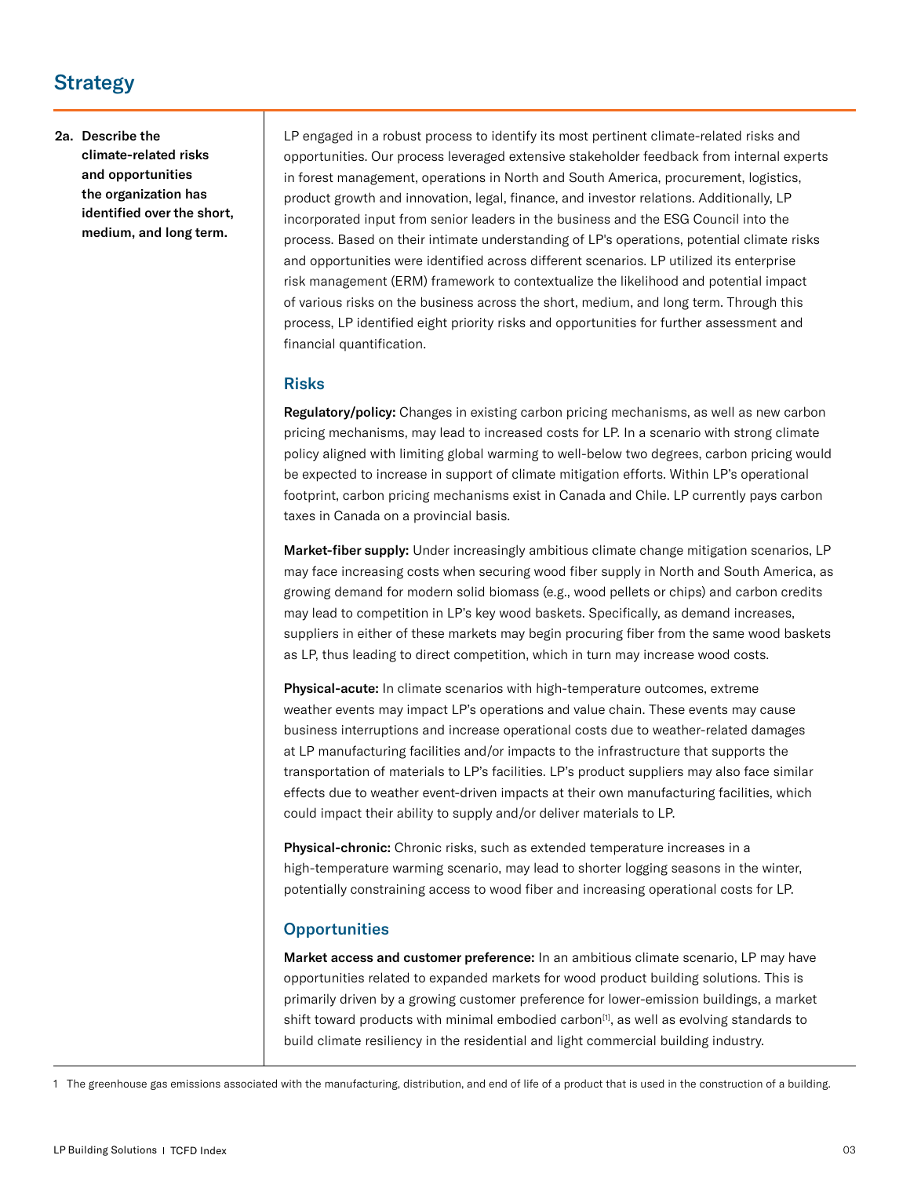# Strategy

**2a. Describe the climate-related risks and opportunities the organization has identified over the short, medium, and long term.**

LP engaged in a robust process to identify its most pertinent climate-related risks and opportunities. Our process leveraged extensive stakeholder feedback from internal experts in forest management, operations in North and South America, procurement, logistics, product growth and innovation, legal, finance, and investor relations. Additionally, LP incorporated input from senior leaders in the business and the ESG Council into the process. Based on their intimate understanding of LP's operations, potential climate risks and opportunities were identified across different scenarios. LP utilized its enterprise risk management (ERM) framework to contextualize the likelihood and potential impact of various risks on the business across the short, medium, and long term. Through this process, LP identified eight priority risks and opportunities for further assessment and financial quantification.

## Risks

**Regulatory/policy:** Changes in existing carbon pricing mechanisms, as well as new carbon pricing mechanisms, may lead to increased costs for LP. In a scenario with strong climate policy aligned with limiting global warming to well-below two degrees, carbon pricing would be expected to increase in support of climate mitigation efforts. Within LP's operational footprint, carbon pricing mechanisms exist in Canada and Chile. LP currently pays carbon taxes in Canada on a provincial basis.

**Market-fiber supply:** Under increasingly ambitious climate change mitigation scenarios, LP may face increasing costs when securing wood fiber supply in North and South America, as growing demand for modern solid biomass (e.g., wood pellets or chips) and carbon credits may lead to competition in LP's key wood baskets. Specifically, as demand increases, suppliers in either of these markets may begin procuring fiber from the same wood baskets as LP, thus leading to direct competition, which in turn may increase wood costs.

**Physical-acute:** In climate scenarios with high-temperature outcomes, extreme weather events may impact LP's operations and value chain. These events may cause business interruptions and increase operational costs due to weather-related damages at LP manufacturing facilities and/or impacts to the infrastructure that supports the transportation of materials to LP's facilities. LP's product suppliers may also face similar effects due to weather event-driven impacts at their own manufacturing facilities, which could impact their ability to supply and/or deliver materials to LP.

**Physical-chronic:** Chronic risks, such as extended temperature increases in a high-temperature warming scenario, may lead to shorter logging seasons in the winter, potentially constraining access to wood fiber and increasing operational costs for LP.

## Opportunities

**Market access and customer preference:** In an ambitious climate scenario, LP may have opportunities related to expanded markets for wood product building solutions. This is primarily driven by a growing customer preference for lower-emission buildings, a market shift toward products with minimal embodied carbon[1], as well as evolving standards to build climate resiliency in the residential and light commercial building industry.

1 The greenhouse gas emissions associated with the manufacturing, distribution, and end of life of a product that is used in the construction of a building.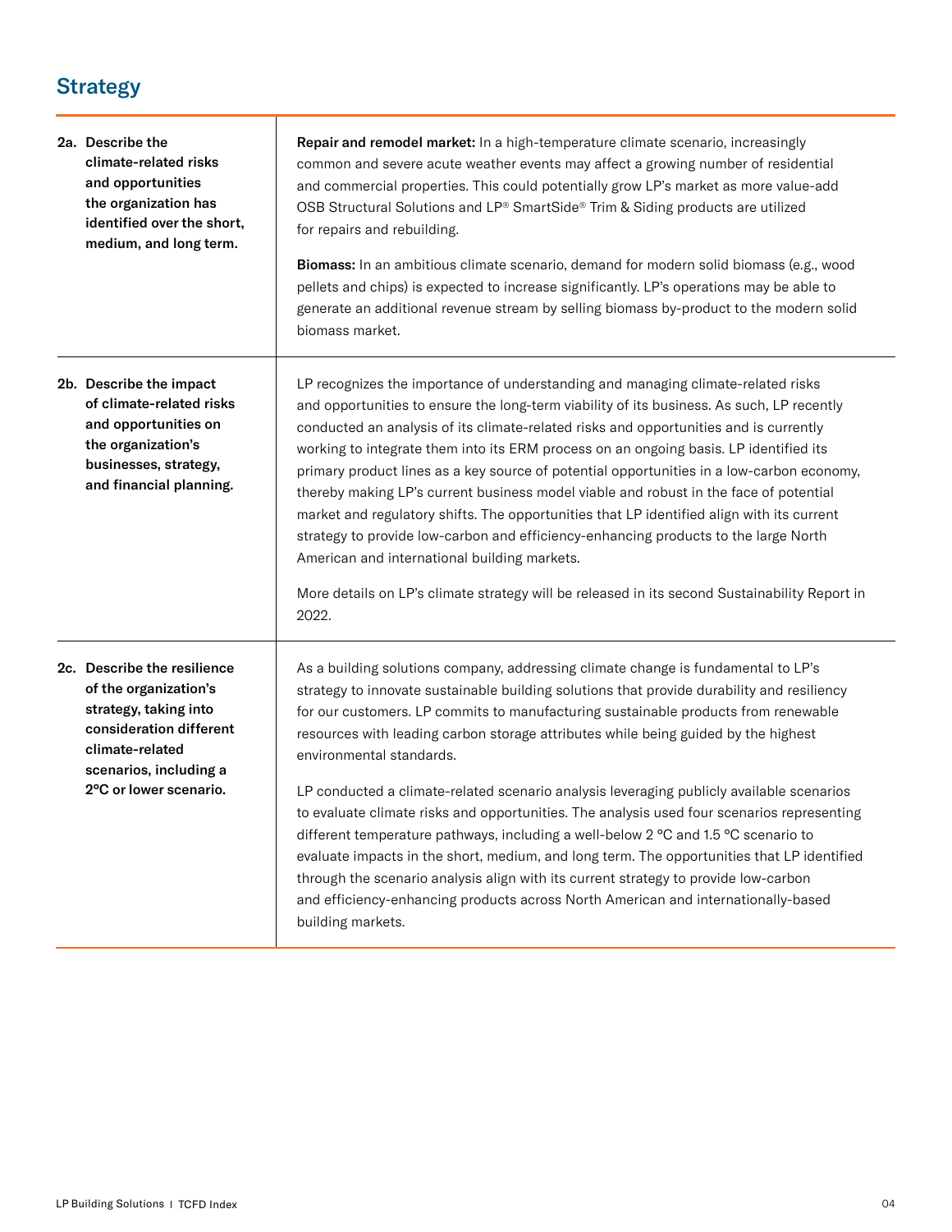## Strategy

| | |
|---|---|
| **2a. Describe the climate-related risks and opportunities the organization has identified over the short, medium, and long term.** | **Repair and remodel market:** In a high-temperature climate scenario, increasingly common and severe acute weather events may affect a growing number of residential and commercial properties. This could potentially grow LP's market as more value-add OSB Structural Solutions and LP® SmartSide® Trim & Siding products are utilized for repairs and rebuilding.<br><br>**Biomass:** In an ambitious climate scenario, demand for modern solid biomass (e.g., wood pellets and chips) is expected to increase significantly. LP's operations may be able to generate an additional revenue stream by selling biomass by-product to the modern solid biomass market. |
| **2b. Describe the impact of climate-related risks and opportunities on the organization's businesses, strategy, and financial planning.** | LP recognizes the importance of understanding and managing climate-related risks and opportunities to ensure the long-term viability of its business. As such, LP recently conducted an analysis of its climate-related risks and opportunities and is currently working to integrate them into its ERM process on an ongoing basis. LP identified its primary product lines as a key source of potential opportunities in a low-carbon economy, thereby making LP's current business model viable and robust in the face of potential market and regulatory shifts. The opportunities that LP identified align with its current strategy to provide low-carbon and efficiency-enhancing products to the large North American and international building markets.<br><br>More details on LP's climate strategy will be released in its second Sustainability Report in 2022. |
| **2c. Describe the resilience of the organization's strategy, taking into consideration different climate-related scenarios, including a 2°C or lower scenario.** | As a building solutions company, addressing climate change is fundamental to LP's strategy to innovate sustainable building solutions that provide durability and resiliency for our customers. LP commits to manufacturing sustainable products from renewable resources with leading carbon storage attributes while being guided by the highest environmental standards.<br><br>LP conducted a climate-related scenario analysis leveraging publicly available scenarios to evaluate climate risks and opportunities. The analysis used four scenarios representing different temperature pathways, including a well-below 2 °C and 1.5 °C scenario to evaluate impacts in the short, medium, and long term. The opportunities that LP identified through the scenario analysis align with its current strategy to provide low-carbon and efficiency-enhancing products across North American and internationally-based building markets. |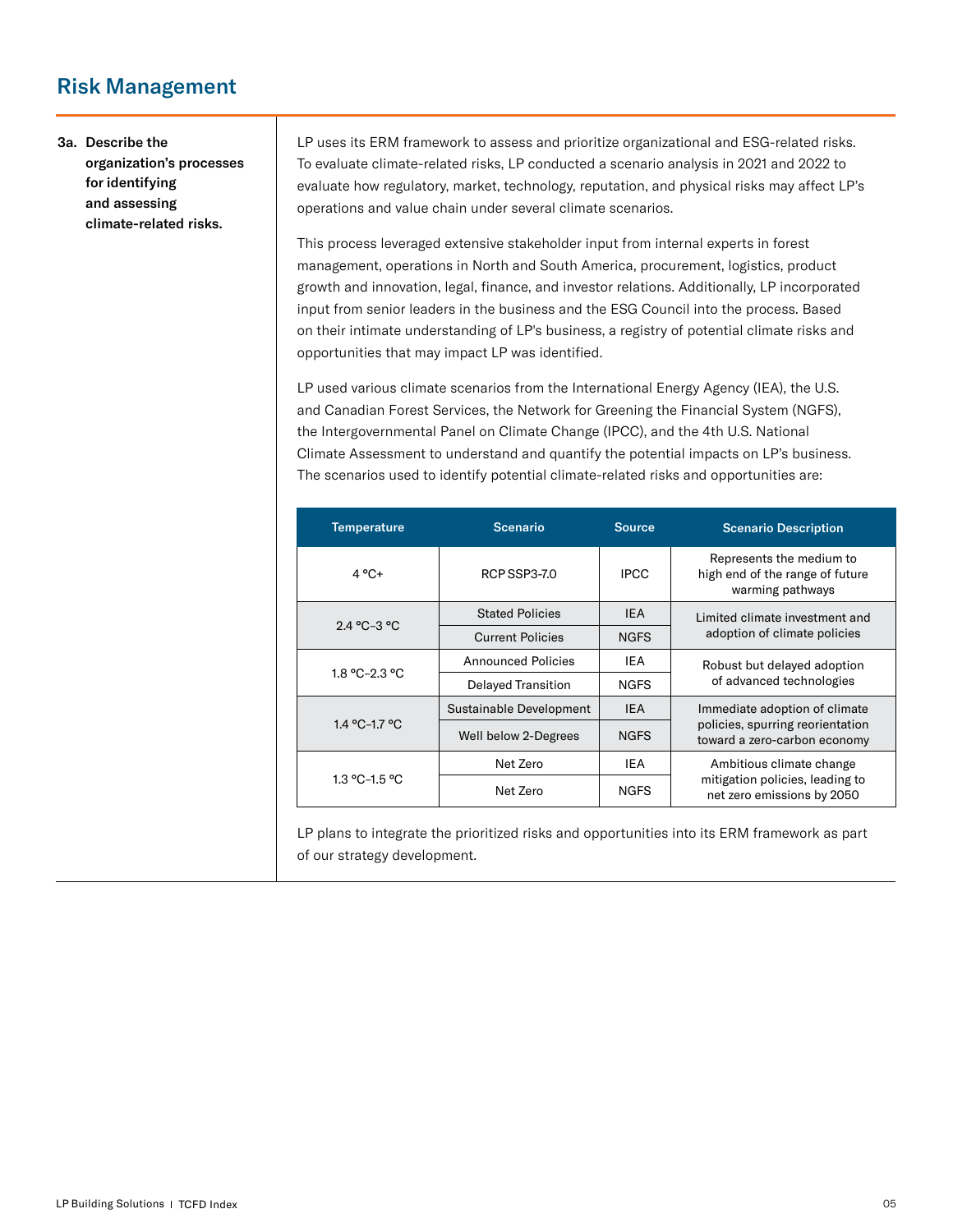## Risk Management

**3a. Describe the organization's processes for identifying and assessing climate-related risks.**

LP uses its ERM framework to assess and prioritize organizational and ESG-related risks. To evaluate climate-related risks, LP conducted a scenario analysis in 2021 and 2022 to evaluate how regulatory, market, technology, reputation, and physical risks may affect LP's operations and value chain under several climate scenarios.

This process leveraged extensive stakeholder input from internal experts in forest management, operations in North and South America, procurement, logistics, product growth and innovation, legal, finance, and investor relations. Additionally, LP incorporated input from senior leaders in the business and the ESG Council into the process. Based on their intimate understanding of LP's business, a registry of potential climate risks and opportunities that may impact LP was identified.

LP used various climate scenarios from the International Energy Agency (IEA), the U.S. and Canadian Forest Services, the Network for Greening the Financial System (NGFS), the Intergovernmental Panel on Climate Change (IPCC), and the 4th U.S. National Climate Assessment to understand and quantify the potential impacts on LP's business. The scenarios used to identify potential climate-related risks and opportunities are:

| Temperature | Scenario | Source | Scenario Description |
|---|---|---|---|
| 4 °C+ | RCP SSP3-7.0 | IPCC | Represents the medium to high end of the range of future warming pathways |
| 2.4 °C–3 °C | Stated Policies | IEA | Limited climate investment and adoption of climate policies |
| | Current Policies | NGFS | |
| 1.8 °C–2.3 °C | Announced Policies | IEA | Robust but delayed adoption of advanced technologies |
| | Delayed Transition | NGFS | |
| 1.4 °C–1.7 °C | Sustainable Development | IEA | Immediate adoption of climate policies, spurring reorientation toward a zero-carbon economy |
| | Well below 2-Degrees | NGFS | |
| 1.3 °C–1.5 °C | Net Zero | IEA | Ambitious climate change mitigation policies, leading to net zero emissions by 2050 |
| | Net Zero | NGFS | |

LP plans to integrate the prioritized risks and opportunities into its ERM framework as part of our strategy development.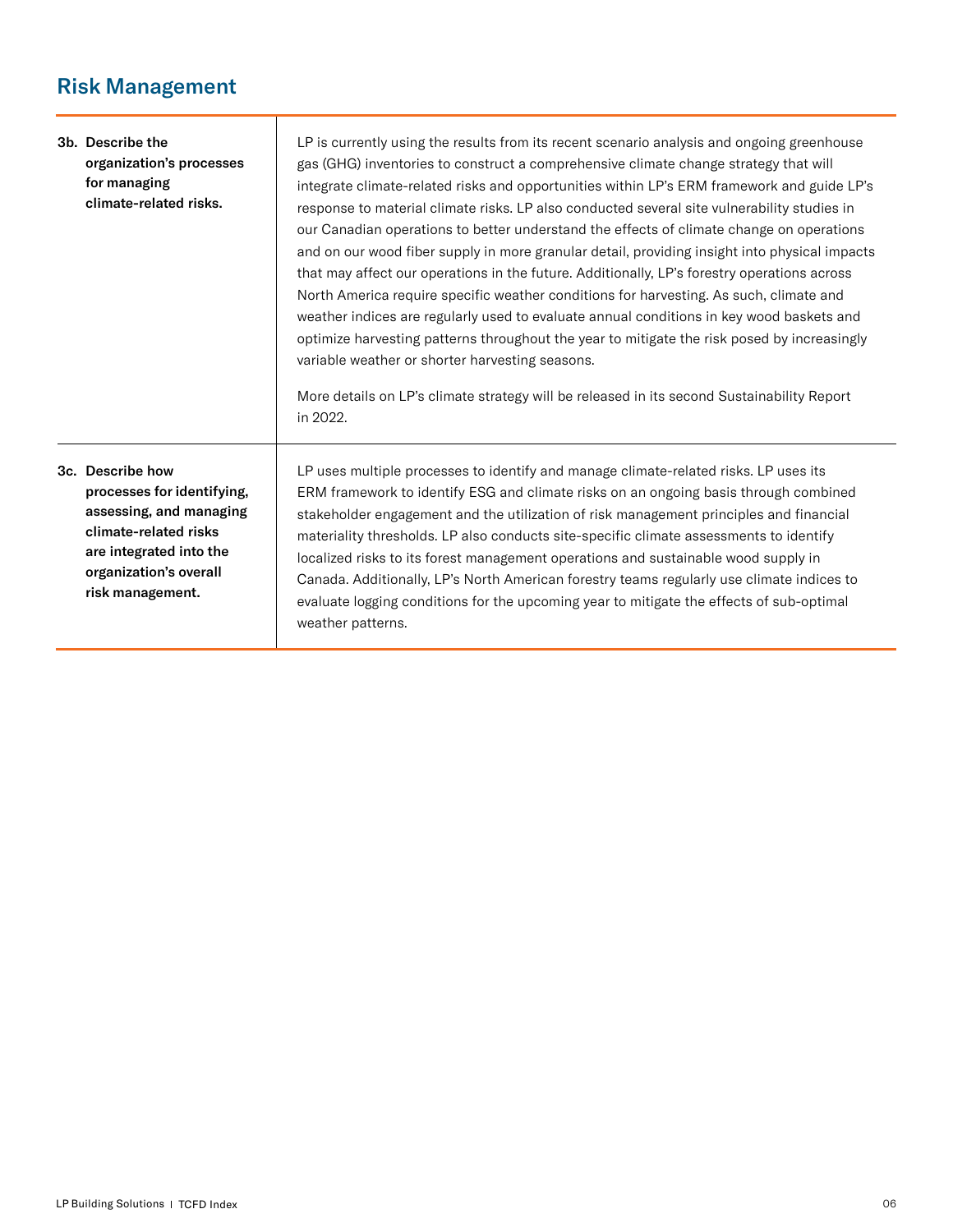## Risk Management

| | |
|---|---|
| **3b. Describe the organization's processes for managing climate-related risks.** | LP is currently using the results from its recent scenario analysis and ongoing greenhouse gas (GHG) inventories to construct a comprehensive climate change strategy that will integrate climate-related risks and opportunities within LP's ERM framework and guide LP's response to material climate risks. LP also conducted several site vulnerability studies in our Canadian operations to better understand the effects of climate change on operations and on our wood fiber supply in more granular detail, providing insight into physical impacts that may affect our operations in the future. Additionally, LP's forestry operations across North America require specific weather conditions for harvesting. As such, climate and weather indices are regularly used to evaluate annual conditions in key wood baskets and optimize harvesting patterns throughout the year to mitigate the risk posed by increasingly variable weather or shorter harvesting seasons.<br><br>More details on LP's climate strategy will be released in its second Sustainability Report in 2022. |
| **3c. Describe how processes for identifying, assessing, and managing climate-related risks are integrated into the organization's overall risk management.** | LP uses multiple processes to identify and manage climate-related risks. LP uses its ERM framework to identify ESG and climate risks on an ongoing basis through combined stakeholder engagement and the utilization of risk management principles and financial materiality thresholds. LP also conducts site-specific climate assessments to identify localized risks to its forest management operations and sustainable wood supply in Canada. Additionally, LP's North American forestry teams regularly use climate indices to evaluate logging conditions for the upcoming year to mitigate the effects of sub-optimal weather patterns. |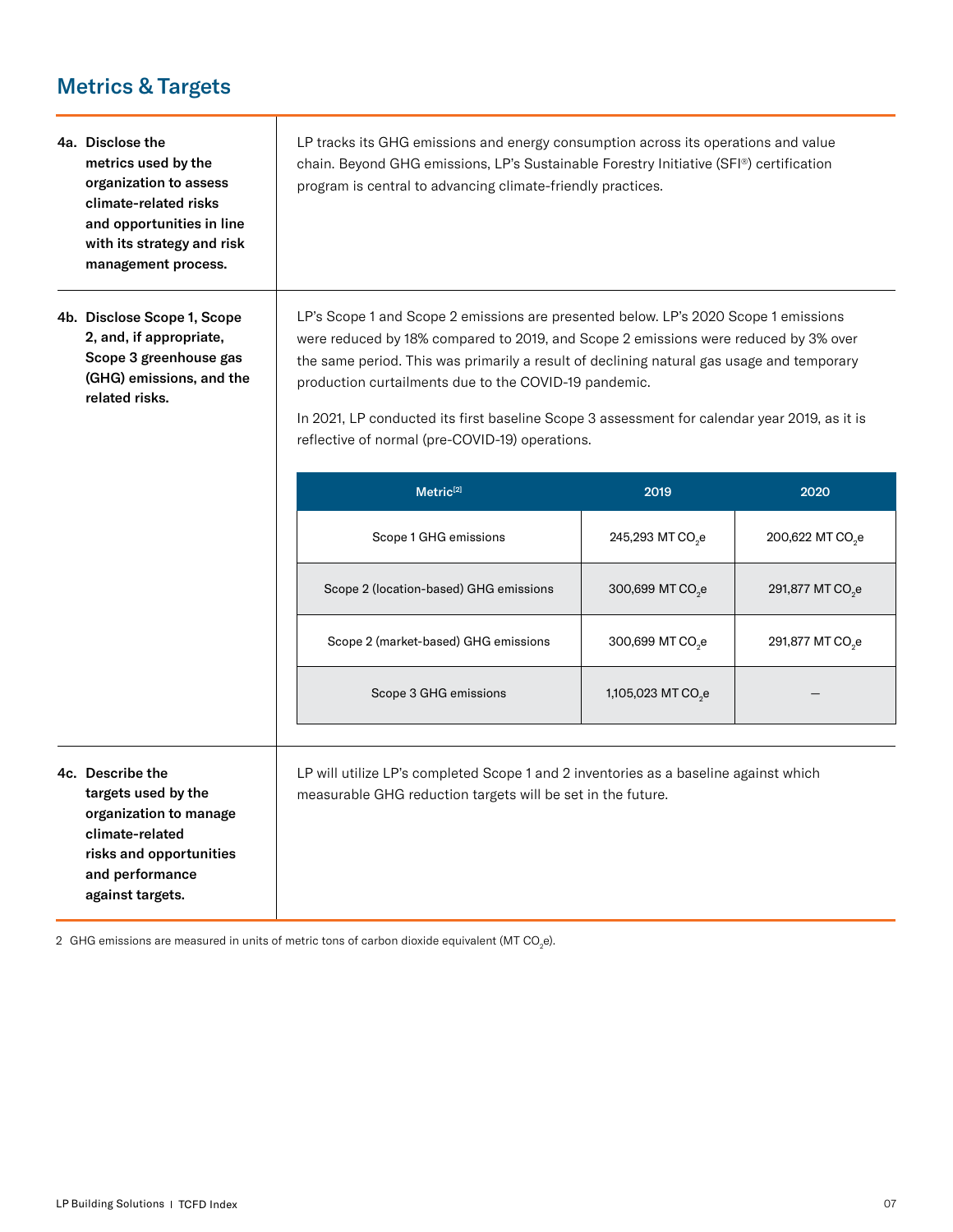## Metrics & Targets

**4a. Disclose the metrics used by the organization to assess climate-related risks and opportunities in line with its strategy and risk management process.**

LP tracks its GHG emissions and energy consumption across its operations and value chain. Beyond GHG emissions, LP's Sustainable Forestry Initiative (SFI®) certification program is central to advancing climate-friendly practices.

**4b. Disclose Scope 1, Scope 2, and, if appropriate, Scope 3 greenhouse gas (GHG) emissions, and the related risks.**

LP's Scope 1 and Scope 2 emissions are presented below. LP's 2020 Scope 1 emissions were reduced by 18% compared to 2019, and Scope 2 emissions were reduced by 3% over the same period. This was primarily a result of declining natural gas usage and temporary production curtailments due to the COVID-19 pandemic.

In 2021, LP conducted its first baseline Scope 3 assessment for calendar year 2019, as it is reflective of normal (pre-COVID-19) operations.

| Metric[2] | 2019 | 2020 |
|---|---|---|
| Scope 1 GHG emissions | 245,293 MT $CO_2e$ | 200,622 MT $CO_2e$ |
| Scope 2 (location-based) GHG emissions | 300,699 MT $CO_2e$ | 291,877 MT $CO_2e$ |
| Scope 2 (market-based) GHG emissions | 300,699 MT $CO_2e$ | 291,877 MT $CO_2e$ |
| Scope 3 GHG emissions | 1,105,023 MT $CO_2e$ | — |

**4c. Describe the targets used by the organization to manage climate-related risks and opportunities and performance against targets.**

LP will utilize LP's completed Scope 1 and 2 inventories as a baseline against which measurable GHG reduction targets will be set in the future.

2 GHG emissions are measured in units of metric tons of carbon dioxide equivalent (MT $CO_2e$).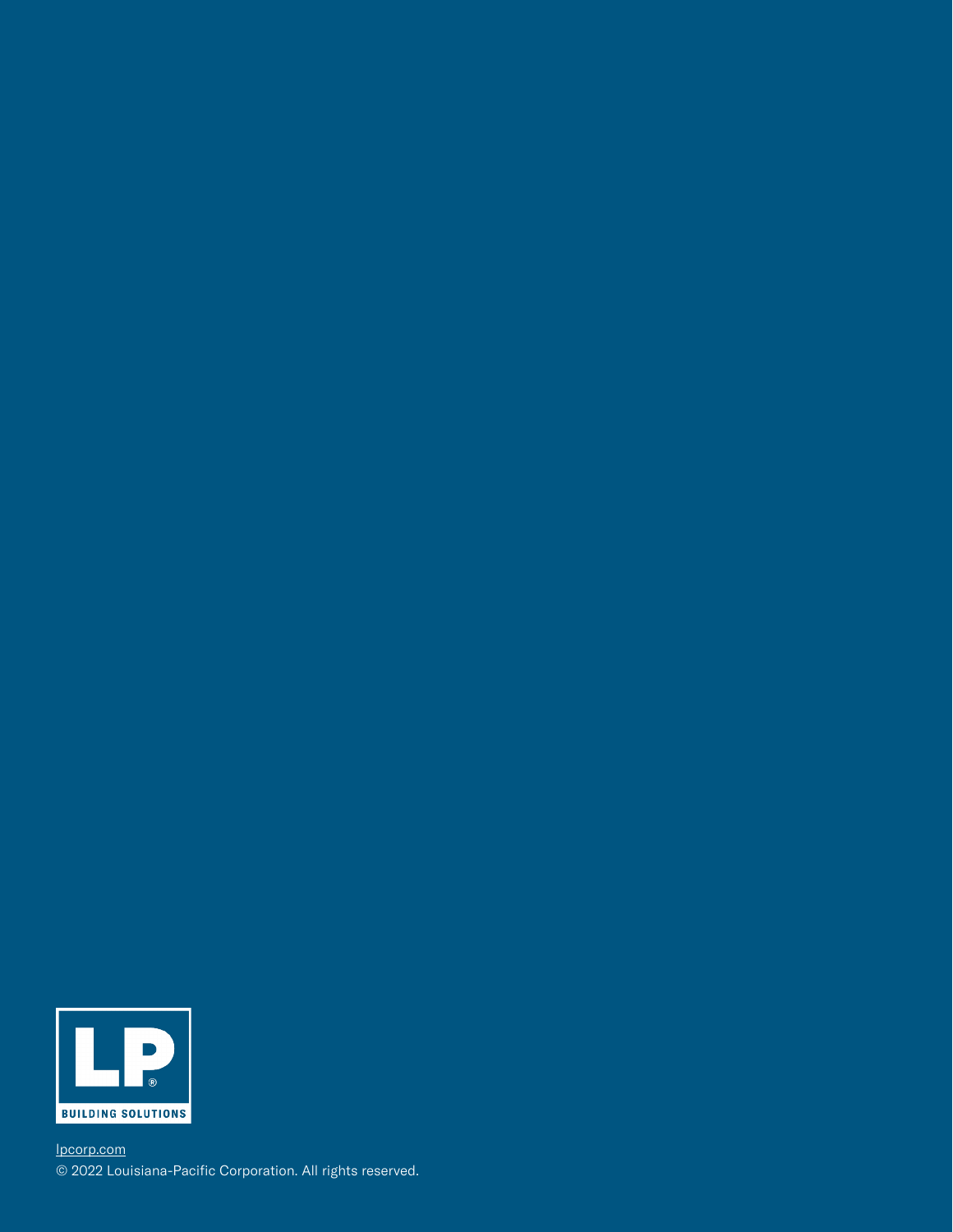LP BUILDING SOLUTIONS

lpcorp.com
© 2022 Louisiana-Pacific Corporation. All rights reserved.